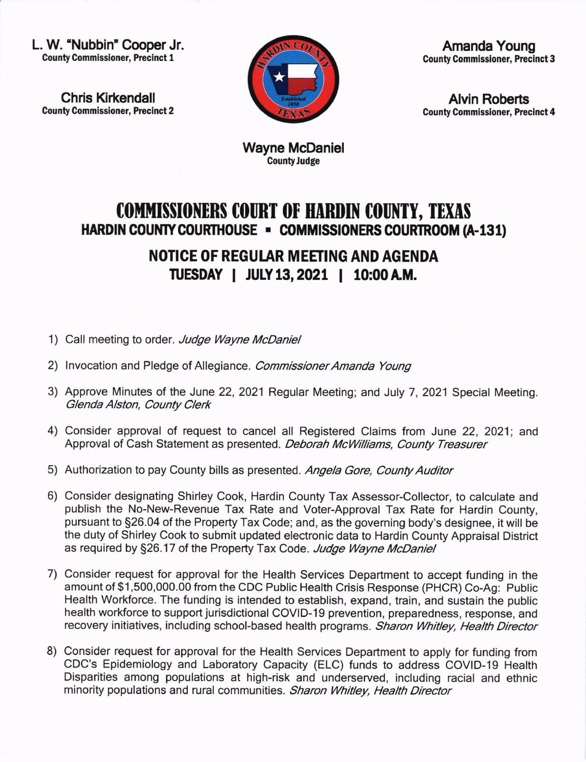**L. W. "Nubbin" Cooper Jr.**
County Commissioner, Precinct 1

**Chris Kirkendall**
County Commissioner, Precinct 2

**Amanda Young**
County Commissioner, Precinct 3

**Alvin Roberts**
County Commissioner, Precinct 4

**Wayne McDaniel**
County Judge

# COMMISSIONERS COURT OF HARDIN COUNTY, TEXAS

## HARDIN COUNTY COURTHOUSE ▪ COMMISSIONERS COURTROOM (A-131)

## NOTICE OF REGULAR MEETING AND AGENDA

## TUESDAY | JULY 13, 2021 | 10:00 A.M.

1) Call meeting to order. *Judge Wayne McDaniel*

2) Invocation and Pledge of Allegiance. *Commissioner Amanda Young*

3) Approve Minutes of the June 22, 2021 Regular Meeting; and July 7, 2021 Special Meeting. *Glenda Alston, County Clerk*

4) Consider approval of request to cancel all Registered Claims from June 22, 2021; and Approval of Cash Statement as presented. *Deborah McWilliams, County Treasurer*

5) Authorization to pay County bills as presented. *Angela Gore, County Auditor*

6) Consider designating Shirley Cook, Hardin County Tax Assessor-Collector, to calculate and publish the No-New-Revenue Tax Rate and Voter-Approval Tax Rate for Hardin County, pursuant to §26.04 of the Property Tax Code; and, as the governing body's designee, it will be the duty of Shirley Cook to submit updated electronic data to Hardin County Appraisal District as required by §26.17 of the Property Tax Code. *Judge Wayne McDaniel*

7) Consider request for approval for the Health Services Department to accept funding in the amount of $1,500,000.00 from the CDC Public Health Crisis Response (PHCR) Co-Ag: Public Health Workforce. The funding is intended to establish, expand, train, and sustain the public health workforce to support jurisdictional COVID-19 prevention, preparedness, response, and recovery initiatives, including school-based health programs. *Sharon Whitley, Health Director*

8) Consider request for approval for the Health Services Department to apply for funding from CDC's Epidemiology and Laboratory Capacity (ELC) funds to address COVID-19 Health Disparities among populations at high-risk and underserved, including racial and ethnic minority populations and rural communities. *Sharon Whitley, Health Director*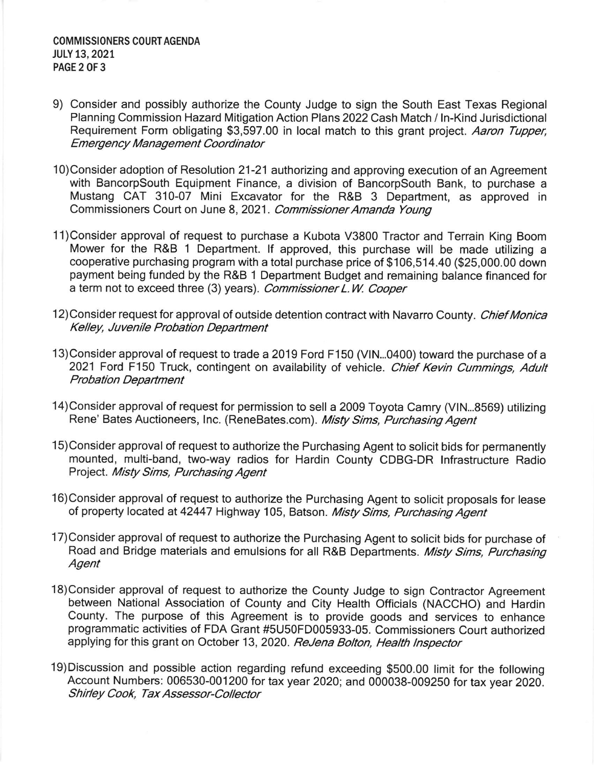9) Consider and possibly authorize the County Judge to sign the South East Texas Regional Planning Commission Hazard Mitigation Action Plans 2022 Cash Match / In-Kind Jurisdictional Requirement Form obligating $3,597.00 in local match to this grant project. *Aaron Tupper, Emergency Management Coordinator*

10) Consider adoption of Resolution 21-21 authorizing and approving execution of an Agreement with BancorpSouth Equipment Finance, a division of BancorpSouth Bank, to purchase a Mustang CAT 310-07 Mini Excavator for the R&B 3 Department, as approved in Commissioners Court on June 8, 2021. *Commissioner Amanda Young*

11) Consider approval of request to purchase a Kubota V3800 Tractor and Terrain King Boom Mower for the R&B 1 Department. If approved, this purchase will be made utilizing a cooperative purchasing program with a total purchase price of $106,514.40 ($25,000.00 down payment being funded by the R&B 1 Department Budget and remaining balance financed for a term not to exceed three (3) years). *Commissioner L. W. Cooper*

12) Consider request for approval of outside detention contract with Navarro County. *Chief Monica Kelley, Juvenile Probation Department*

13) Consider approval of request to trade a 2019 Ford F150 (VIN...0400) toward the purchase of a 2021 Ford F150 Truck, contingent on availability of vehicle. *Chief Kevin Cummings, Adult Probation Department*

14) Consider approval of request for permission to sell a 2009 Toyota Camry (VIN...8569) utilizing Rene' Bates Auctioneers, Inc. (ReneBates.com). *Misty Sims, Purchasing Agent*

15) Consider approval of request to authorize the Purchasing Agent to solicit bids for permanently mounted, multi-band, two-way radios for Hardin County CDBG-DR Infrastructure Radio Project. *Misty Sims, Purchasing Agent*

16) Consider approval of request to authorize the Purchasing Agent to solicit proposals for lease of property located at 42447 Highway 105, Batson. *Misty Sims, Purchasing Agent*

17) Consider approval of request to authorize the Purchasing Agent to solicit bids for purchase of Road and Bridge materials and emulsions for all R&B Departments. *Misty Sims, Purchasing Agent*

18) Consider approval of request to authorize the County Judge to sign Contractor Agreement between National Association of County and City Health Officials (NACCHO) and Hardin County. The purpose of this Agreement is to provide goods and services to enhance programmatic activities of FDA Grant #5U50FD005933-05. Commissioners Court authorized applying for this grant on October 13, 2020. *ReJena Bolton, Health Inspector*

19) Discussion and possible action regarding refund exceeding $500.00 limit for the following Account Numbers: 006530-001200 for tax year 2020; and 000038-009250 for tax year 2020. *Shirley Cook, Tax Assessor-Collector*